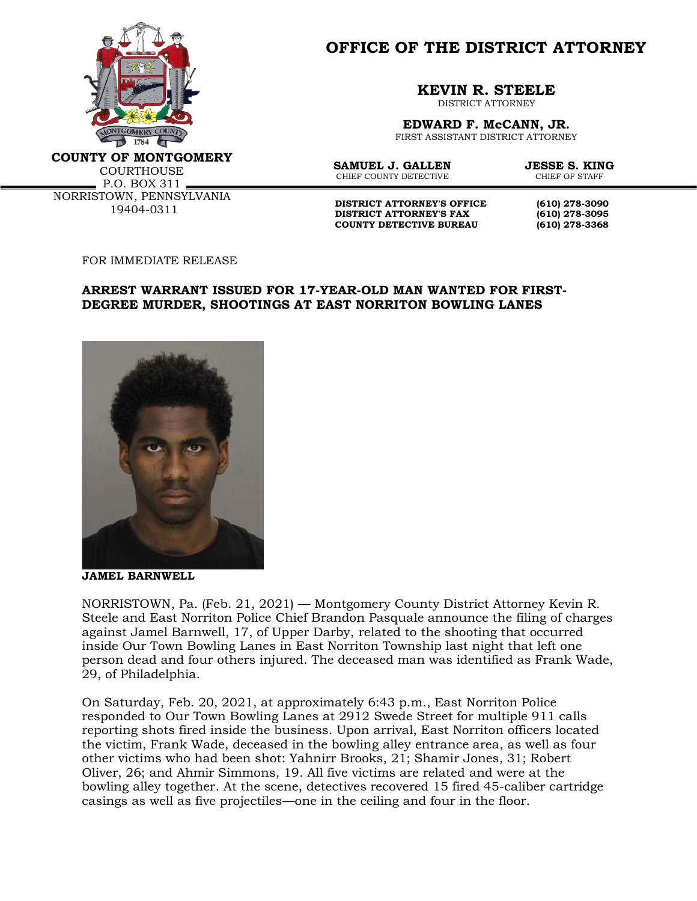# OFFICE OF THE DISTRICT ATTORNEY

**COUNTY OF MONTGOMERY**
COURTHOUSE
P.O. BOX 311
NORRISTOWN, PENNSYLVANIA
19404-0311

**KEVIN R. STEELE**
DISTRICT ATTORNEY

**EDWARD F. McCANN, JR.**
FIRST ASSISTANT DISTRICT ATTORNEY

**SAMUEL J. GALLEN**
CHIEF COUNTY DETECTIVE

**JESSE S. KING**
CHIEF OF STAFF

| | |
|---|---|
| **DISTRICT ATTORNEY'S OFFICE** | **(610) 278-3090** |
| **DISTRICT ATTORNEY'S FAX** | **(610) 278-3095** |
| **COUNTY DETECTIVE BUREAU** | **(610) 278-3368** |

FOR IMMEDIATE RELEASE

**ARREST WARRANT ISSUED FOR 17-YEAR-OLD MAN WANTED FOR FIRST-DEGREE MURDER, SHOOTINGS AT EAST NORRITON BOWLING LANES**

**JAMEL BARNWELL**

NORRISTOWN, Pa. (Feb. 21, 2021) — Montgomery County District Attorney Kevin R. Steele and East Norriton Police Chief Brandon Pasquale announce the filing of charges against Jamel Barnwell, 17, of Upper Darby, related to the shooting that occurred inside Our Town Bowling Lanes in East Norriton Township last night that left one person dead and four others injured. The deceased man was identified as Frank Wade, 29, of Philadelphia.

On Saturday, Feb. 20, 2021, at approximately 6:43 p.m., East Norriton Police responded to Our Town Bowling Lanes at 2912 Swede Street for multiple 911 calls reporting shots fired inside the business. Upon arrival, East Norriton officers located the victim, Frank Wade, deceased in the bowling alley entrance area, as well as four other victims who had been shot: Yahnirr Brooks, 21; Shamir Jones, 31; Robert Oliver, 26; and Ahmir Simmons, 19. All five victims are related and were at the bowling alley together. At the scene, detectives recovered 15 fired 45-caliber cartridge casings as well as five projectiles—one in the ceiling and four in the floor.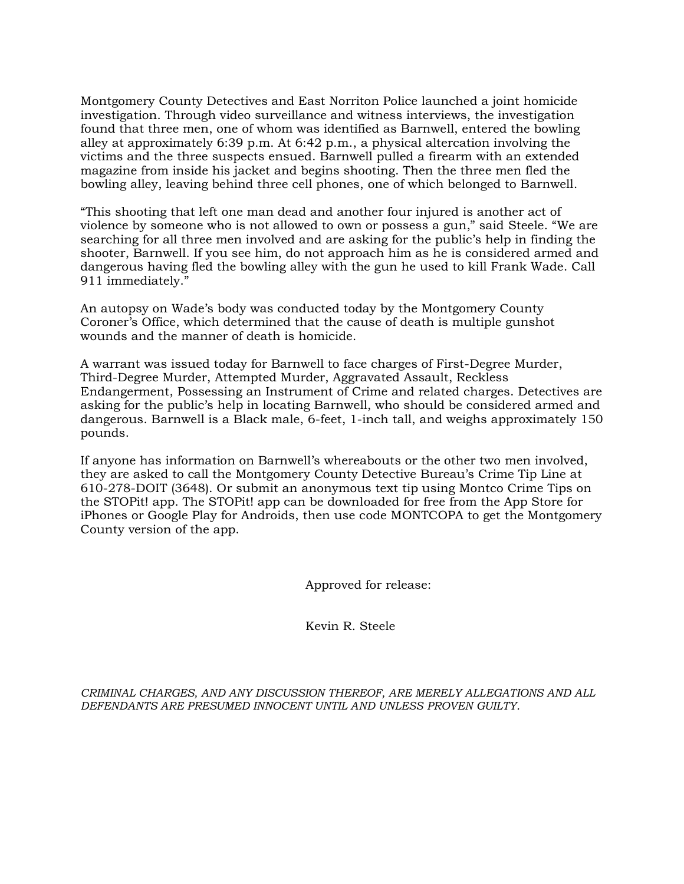Montgomery County Detectives and East Norriton Police launched a joint homicide investigation. Through video surveillance and witness interviews, the investigation found that three men, one of whom was identified as Barnwell, entered the bowling alley at approximately 6:39 p.m. At 6:42 p.m., a physical altercation involving the victims and the three suspects ensued. Barnwell pulled a firearm with an extended magazine from inside his jacket and begins shooting. Then the three men fled the bowling alley, leaving behind three cell phones, one of which belonged to Barnwell.

"This shooting that left one man dead and another four injured is another act of violence by someone who is not allowed to own or possess a gun," said Steele. "We are searching for all three men involved and are asking for the public's help in finding the shooter, Barnwell. If you see him, do not approach him as he is considered armed and dangerous having fled the bowling alley with the gun he used to kill Frank Wade. Call 911 immediately."

An autopsy on Wade's body was conducted today by the Montgomery County Coroner's Office, which determined that the cause of death is multiple gunshot wounds and the manner of death is homicide.

A warrant was issued today for Barnwell to face charges of First-Degree Murder, Third-Degree Murder, Attempted Murder, Aggravated Assault, Reckless Endangerment, Possessing an Instrument of Crime and related charges. Detectives are asking for the public's help in locating Barnwell, who should be considered armed and dangerous. Barnwell is a Black male, 6-feet, 1-inch tall, and weighs approximately 150 pounds.

If anyone has information on Barnwell's whereabouts or the other two men involved, they are asked to call the Montgomery County Detective Bureau's Crime Tip Line at 610-278-DOIT (3648). Or submit an anonymous text tip using Montco Crime Tips on the STOPit! app. The STOPit! app can be downloaded for free from the App Store for iPhones or Google Play for Androids, then use code MONTCOPA to get the Montgomery County version of the app.

Approved for release:

Kevin R. Steele

*CRIMINAL CHARGES, AND ANY DISCUSSION THEREOF, ARE MERELY ALLEGATIONS AND ALL DEFENDANTS ARE PRESUMED INNOCENT UNTIL AND UNLESS PROVEN GUILTY.*